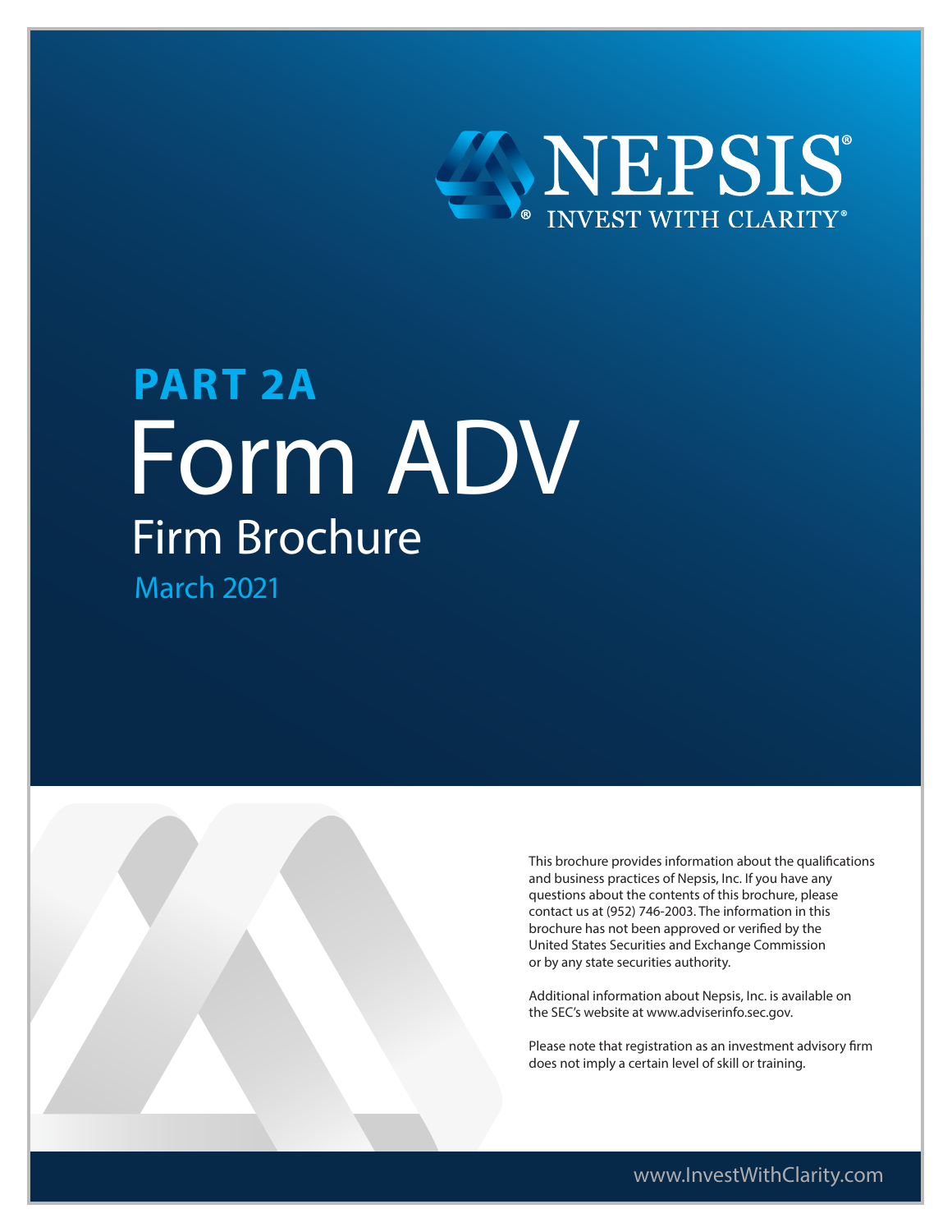NEPSIS®

INVEST WITH CLARITY®

**PART 2A**

# Form ADV

## Firm Brochure

March 2021

This brochure provides information about the qualifications and business practices of Nepsis, Inc. If you have any questions about the contents of this brochure, please contact us at (952) 746-2003. The information in this brochure has not been approved or verified by the United States Securities and Exchange Commission or by any state securities authority.

Additional information about Nepsis, Inc. is available on the SEC's website at www.adviserinfo.sec.gov.

Please note that registration as an investment advisory firm does not imply a certain level of skill or training.

www.InvestWithClarity.com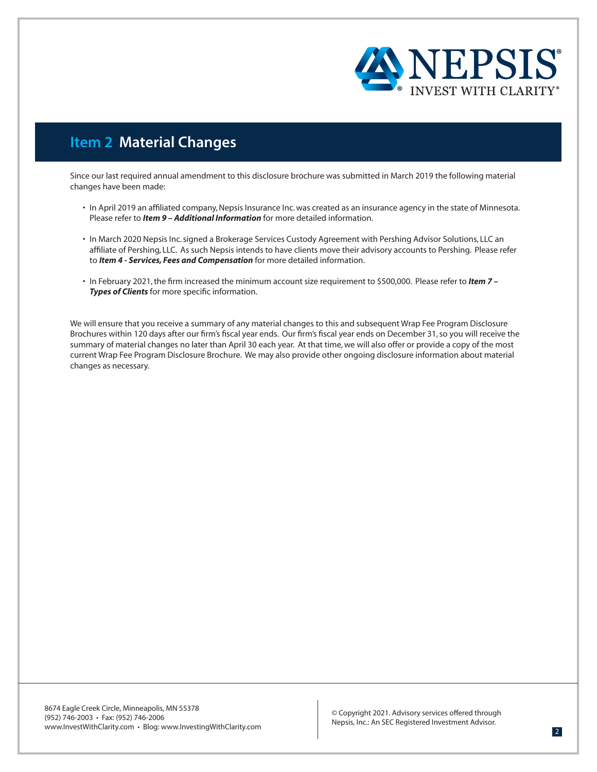## Item 2 Material Changes

Since our last required annual amendment to this disclosure brochure was submitted in March 2019 the following material changes have been made:

- In April 2019 an affiliated company, Nepsis Insurance Inc. was created as an insurance agency in the state of Minnesota. Please refer to ***Item 9 – Additional Information*** for more detailed information.
- In March 2020 Nepsis Inc. signed a Brokerage Services Custody Agreement with Pershing Advisor Solutions, LLC an affiliate of Pershing, LLC. As such Nepsis intends to have clients move their advisory accounts to Pershing. Please refer to ***Item 4 - Services, Fees and Compensation*** for more detailed information.
- In February 2021, the firm increased the minimum account size requirement to $500,000. Please refer to ***Item 7 – Types of Clients*** for more specific information.

We will ensure that you receive a summary of any material changes to this and subsequent Wrap Fee Program Disclosure Brochures within 120 days after our firm's fiscal year ends. Our firm's fiscal year ends on December 31, so you will receive the summary of material changes no later than April 30 each year. At that time, we will also offer or provide a copy of the most current Wrap Fee Program Disclosure Brochure. We may also provide other ongoing disclosure information about material changes as necessary.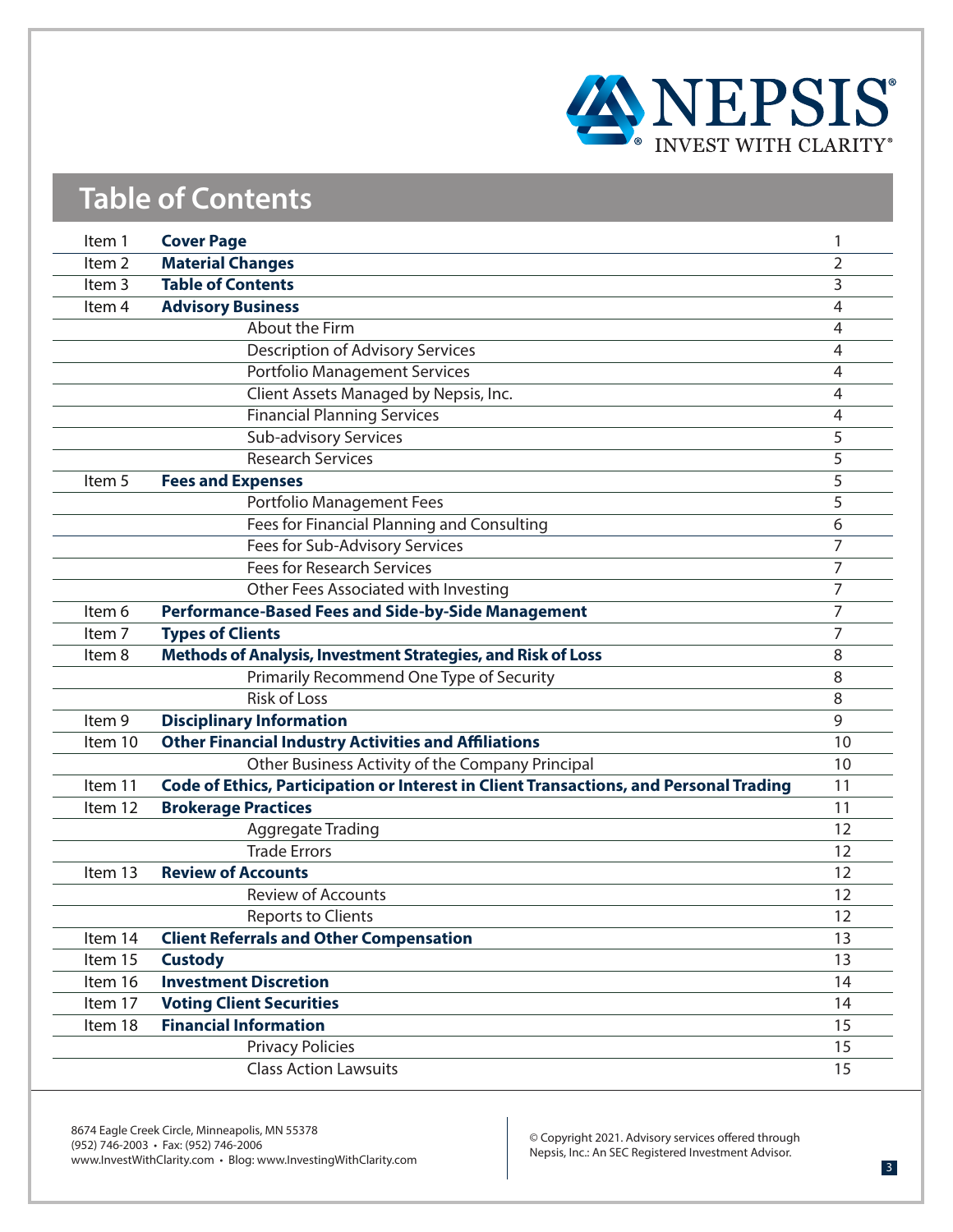# Table of Contents

| | | |
|---|---|---|
| Item 1 | **Cover Page** | 1 |
| Item 2 | **Material Changes** | 2 |
| Item 3 | **Table of Contents** | 3 |
| Item 4 | **Advisory Business** | 4 |
| | About the Firm | 4 |
| | Description of Advisory Services | 4 |
| | Portfolio Management Services | 4 |
| | Client Assets Managed by Nepsis, Inc. | 4 |
| | Financial Planning Services | 4 |
| | Sub-advisory Services | 5 |
| | Research Services | 5 |
| Item 5 | **Fees and Expenses** | 5 |
| | Portfolio Management Fees | 5 |
| | Fees for Financial Planning and Consulting | 6 |
| | Fees for Sub-Advisory Services | 7 |
| | Fees for Research Services | 7 |
| | Other Fees Associated with Investing | 7 |
| Item 6 | **Performance-Based Fees and Side-by-Side Management** | 7 |
| Item 7 | **Types of Clients** | 7 |
| Item 8 | **Methods of Analysis, Investment Strategies, and Risk of Loss** | 8 |
| | Primarily Recommend One Type of Security | 8 |
| | Risk of Loss | 8 |
| Item 9 | **Disciplinary Information** | 9 |
| Item 10 | **Other Financial Industry Activities and Affiliations** | 10 |
| | Other Business Activity of the Company Principal | 10 |
| Item 11 | **Code of Ethics, Participation or Interest in Client Transactions, and Personal Trading** | 11 |
| Item 12 | **Brokerage Practices** | 11 |
| | Aggregate Trading | 12 |
| | Trade Errors | 12 |
| Item 13 | **Review of Accounts** | 12 |
| | Review of Accounts | 12 |
| | Reports to Clients | 12 |
| Item 14 | **Client Referrals and Other Compensation** | 13 |
| Item 15 | **Custody** | 13 |
| Item 16 | **Investment Discretion** | 14 |
| Item 17 | **Voting Client Securities** | 14 |
| Item 18 | **Financial Information** | 15 |
| | Privacy Policies | 15 |
| | Class Action Lawsuits | 15 |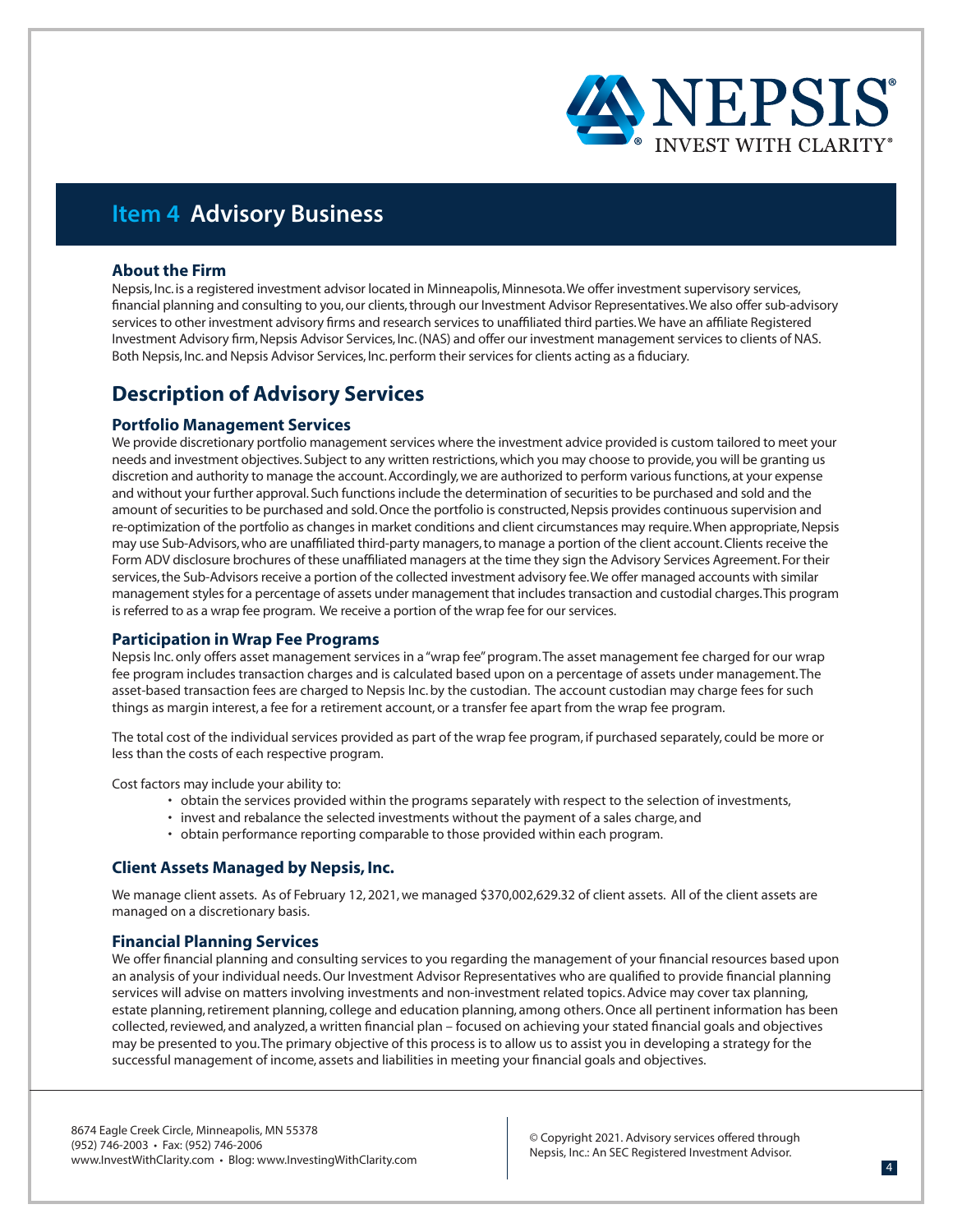## Item 4 Advisory Business

### About the Firm

Nepsis, Inc. is a registered investment advisor located in Minneapolis, Minnesota. We offer investment supervisory services, financial planning and consulting to you, our clients, through our Investment Advisor Representatives. We also offer sub-advisory services to other investment advisory firms and research services to unaffiliated third parties. We have an affiliate Registered Investment Advisory firm, Nepsis Advisor Services, Inc. (NAS) and offer our investment management services to clients of NAS. Both Nepsis, Inc. and Nepsis Advisor Services, Inc. perform their services for clients acting as a fiduciary.

## Description of Advisory Services

### Portfolio Management Services

We provide discretionary portfolio management services where the investment advice provided is custom tailored to meet your needs and investment objectives. Subject to any written restrictions, which you may choose to provide, you will be granting us discretion and authority to manage the account. Accordingly, we are authorized to perform various functions, at your expense and without your further approval. Such functions include the determination of securities to be purchased and sold and the amount of securities to be purchased and sold. Once the portfolio is constructed, Nepsis provides continuous supervision and re-optimization of the portfolio as changes in market conditions and client circumstances may require. When appropriate, Nepsis may use Sub-Advisors, who are unaffiliated third-party managers, to manage a portion of the client account. Clients receive the Form ADV disclosure brochures of these unaffiliated managers at the time they sign the Advisory Services Agreement. For their services, the Sub-Advisors receive a portion of the collected investment advisory fee. We offer managed accounts with similar management styles for a percentage of assets under management that includes transaction and custodial charges. This program is referred to as a wrap fee program. We receive a portion of the wrap fee for our services.

### Participation in Wrap Fee Programs

Nepsis Inc. only offers asset management services in a "wrap fee" program. The asset management fee charged for our wrap fee program includes transaction charges and is calculated based upon on a percentage of assets under management. The asset-based transaction fees are charged to Nepsis Inc. by the custodian. The account custodian may charge fees for such things as margin interest, a fee for a retirement account, or a transfer fee apart from the wrap fee program.

The total cost of the individual services provided as part of the wrap fee program, if purchased separately, could be more or less than the costs of each respective program.

Cost factors may include your ability to:

- obtain the services provided within the programs separately with respect to the selection of investments,
- invest and rebalance the selected investments without the payment of a sales charge, and
- obtain performance reporting comparable to those provided within each program.

### Client Assets Managed by Nepsis, Inc.

We manage client assets. As of February 12, 2021, we managed $370,002,629.32 of client assets. All of the client assets are managed on a discretionary basis.

### Financial Planning Services

We offer financial planning and consulting services to you regarding the management of your financial resources based upon an analysis of your individual needs. Our Investment Advisor Representatives who are qualified to provide financial planning services will advise on matters involving investments and non-investment related topics. Advice may cover tax planning, estate planning, retirement planning, college and education planning, among others. Once all pertinent information has been collected, reviewed, and analyzed, a written financial plan – focused on achieving your stated financial goals and objectives may be presented to you. The primary objective of this process is to allow us to assist you in developing a strategy for the successful management of income, assets and liabilities in meeting your financial goals and objectives.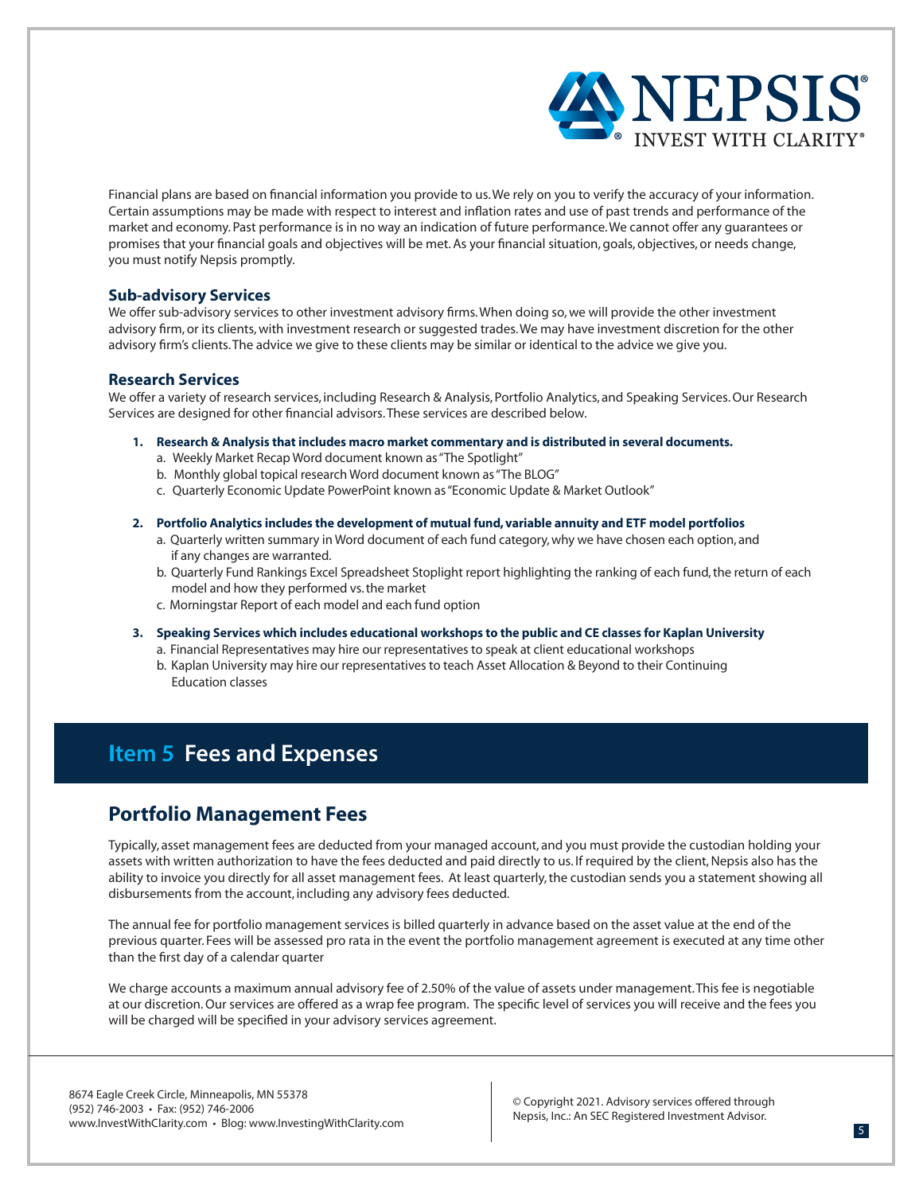Financial plans are based on financial information you provide to us. We rely on you to verify the accuracy of your information. Certain assumptions may be made with respect to interest and inflation rates and use of past trends and performance of the market and economy. Past performance is in no way an indication of future performance. We cannot offer any guarantees or promises that your financial goals and objectives will be met. As your financial situation, goals, objectives, or needs change, you must notify Nepsis promptly.

### Sub-advisory Services

We offer sub-advisory services to other investment advisory firms. When doing so, we will provide the other investment advisory firm, or its clients, with investment research or suggested trades. We may have investment discretion for the other advisory firm's clients. The advice we give to these clients may be similar or identical to the advice we give you.

### Research Services

We offer a variety of research services, including Research & Analysis, Portfolio Analytics, and Speaking Services. Our Research Services are designed for other financial advisors. These services are described below.

1. **Research & Analysis that includes macro market commentary and is distributed in several documents.**
   a. Weekly Market Recap Word document known as "The Spotlight"
   b. Monthly global topical research Word document known as "The BLOG"
   c. Quarterly Economic Update PowerPoint known as "Economic Update & Market Outlook"

2. **Portfolio Analytics includes the development of mutual fund, variable annuity and ETF model portfolios**
   a. Quarterly written summary in Word document of each fund category, why we have chosen each option, and if any changes are warranted.
   b. Quarterly Fund Rankings Excel Spreadsheet Stoplight report highlighting the ranking of each fund, the return of each model and how they performed vs. the market
   c. Morningstar Report of each model and each fund option

3. **Speaking Services which includes educational workshops to the public and CE classes for Kaplan University**
   a. Financial Representatives may hire our representatives to speak at client educational workshops
   b. Kaplan University may hire our representatives to teach Asset Allocation & Beyond to their Continuing Education classes

# Item 5 Fees and Expenses

## Portfolio Management Fees

Typically, asset management fees are deducted from your managed account, and you must provide the custodian holding your assets with written authorization to have the fees deducted and paid directly to us. If required by the client, Nepsis also has the ability to invoice you directly for all asset management fees. At least quarterly, the custodian sends you a statement showing all disbursements from the account, including any advisory fees deducted.

The annual fee for portfolio management services is billed quarterly in advance based on the asset value at the end of the previous quarter. Fees will be assessed pro rata in the event the portfolio management agreement is executed at any time other than the first day of a calendar quarter

We charge accounts a maximum annual advisory fee of 2.50% of the value of assets under management. This fee is negotiable at our discretion. Our services are offered as a wrap fee program. The specific level of services you will receive and the fees you will be charged will be specified in your advisory services agreement.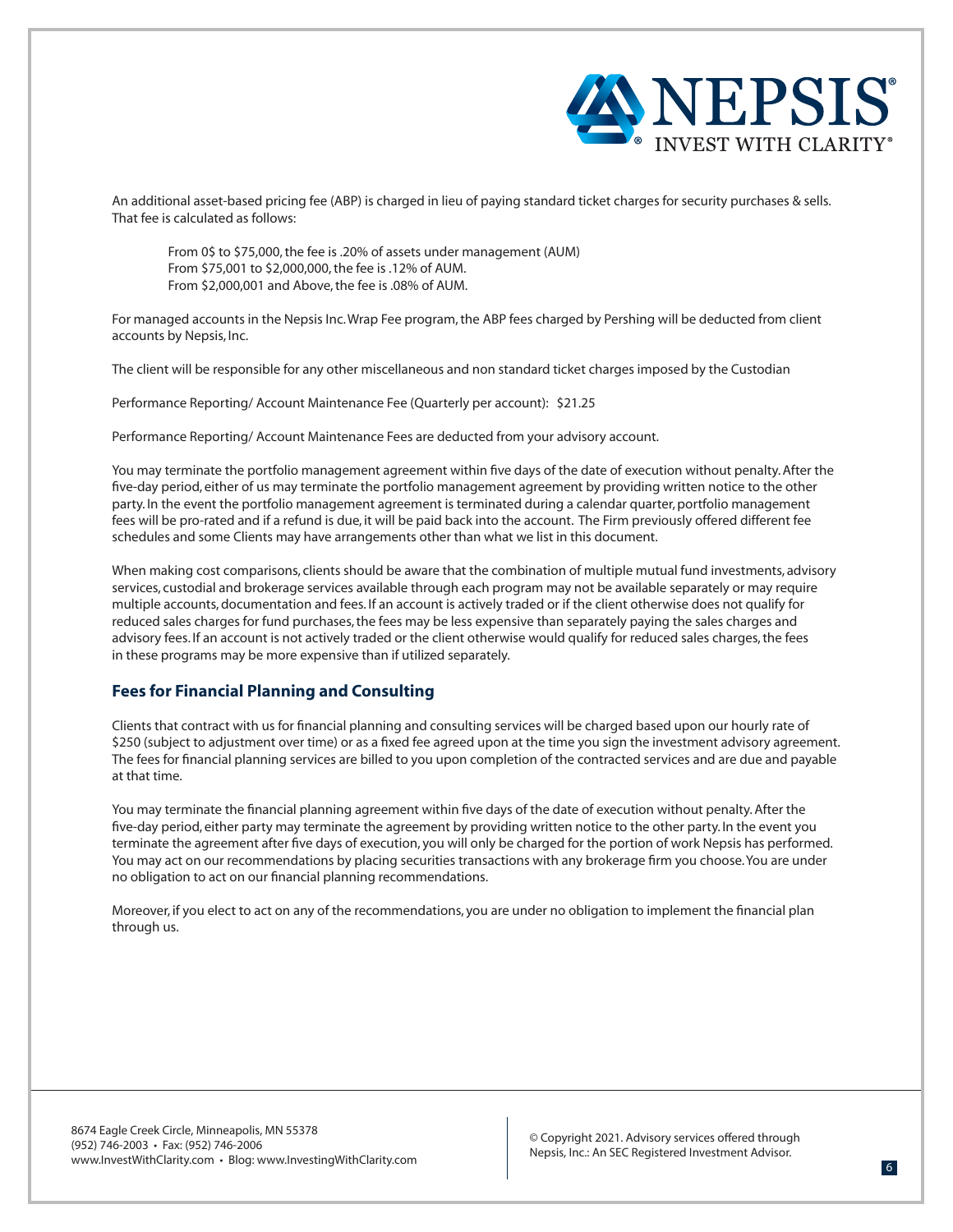An additional asset-based pricing fee (ABP) is charged in lieu of paying standard ticket charges for security purchases & sells. That fee is calculated as follows:

From 0$ to $75,000, the fee is .20% of assets under management (AUM)
From $75,001 to $2,000,000, the fee is .12% of AUM.
From $2,000,001 and Above, the fee is .08% of AUM.

For managed accounts in the Nepsis Inc. Wrap Fee program, the ABP fees charged by Pershing will be deducted from client accounts by Nepsis, Inc.

The client will be responsible for any other miscellaneous and non standard ticket charges imposed by the Custodian

Performance Reporting/ Account Maintenance Fee (Quarterly per account): $21.25

Performance Reporting/ Account Maintenance Fees are deducted from your advisory account.

You may terminate the portfolio management agreement within five days of the date of execution without penalty. After the five-day period, either of us may terminate the portfolio management agreement by providing written notice to the other party. In the event the portfolio management agreement is terminated during a calendar quarter, portfolio management fees will be pro-rated and if a refund is due, it will be paid back into the account. The Firm previously offered different fee schedules and some Clients may have arrangements other than what we list in this document.

When making cost comparisons, clients should be aware that the combination of multiple mutual fund investments, advisory services, custodial and brokerage services available through each program may not be available separately or may require multiple accounts, documentation and fees. If an account is actively traded or if the client otherwise does not qualify for reduced sales charges for fund purchases, the fees may be less expensive than separately paying the sales charges and advisory fees. If an account is not actively traded or the client otherwise would qualify for reduced sales charges, the fees in these programs may be more expensive than if utilized separately.

## Fees for Financial Planning and Consulting

Clients that contract with us for financial planning and consulting services will be charged based upon our hourly rate of $250 (subject to adjustment over time) or as a fixed fee agreed upon at the time you sign the investment advisory agreement. The fees for financial planning services are billed to you upon completion of the contracted services and are due and payable at that time.

You may terminate the financial planning agreement within five days of the date of execution without penalty. After the five-day period, either party may terminate the agreement by providing written notice to the other party. In the event you terminate the agreement after five days of execution, you will only be charged for the portion of work Nepsis has performed. You may act on our recommendations by placing securities transactions with any brokerage firm you choose. You are under no obligation to act on our financial planning recommendations.

Moreover, if you elect to act on any of the recommendations, you are under no obligation to implement the financial plan through us.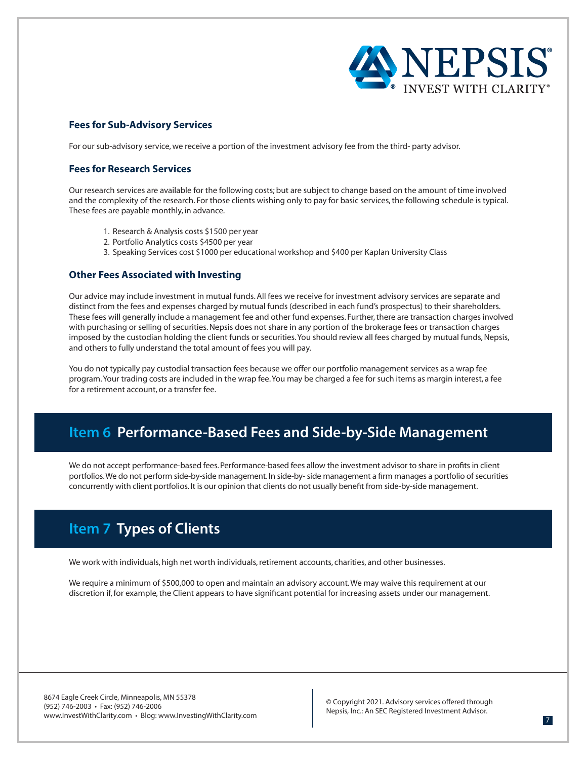### Fees for Sub-Advisory Services

For our sub-advisory service, we receive a portion of the investment advisory fee from the third- party advisor.

### Fees for Research Services

Our research services are available for the following costs; but are subject to change based on the amount of time involved and the complexity of the research. For those clients wishing only to pay for basic services, the following schedule is typical. These fees are payable monthly, in advance.

1. Research & Analysis costs $1500 per year
2. Portfolio Analytics costs $4500 per year
3. Speaking Services cost $1000 per educational workshop and $400 per Kaplan University Class

### Other Fees Associated with Investing

Our advice may include investment in mutual funds. All fees we receive for investment advisory services are separate and distinct from the fees and expenses charged by mutual funds (described in each fund's prospectus) to their shareholders. These fees will generally include a management fee and other fund expenses. Further, there are transaction charges involved with purchasing or selling of securities. Nepsis does not share in any portion of the brokerage fees or transaction charges imposed by the custodian holding the client funds or securities. You should review all fees charged by mutual funds, Nepsis, and others to fully understand the total amount of fees you will pay.

You do not typically pay custodial transaction fees because we offer our portfolio management services as a wrap fee program. Your trading costs are included in the wrap fee. You may be charged a fee for such items as margin interest, a fee for a retirement account, or a transfer fee.

## Item 6 Performance-Based Fees and Side-by-Side Management

We do not accept performance-based fees. Performance-based fees allow the investment advisor to share in profits in client portfolios. We do not perform side-by-side management. In side-by- side management a firm manages a portfolio of securities concurrently with client portfolios. It is our opinion that clients do not usually benefit from side-by-side management.

## Item 7 Types of Clients

We work with individuals, high net worth individuals, retirement accounts, charities, and other businesses.

We require a minimum of $500,000 to open and maintain an advisory account. We may waive this requirement at our discretion if, for example, the Client appears to have significant potential for increasing assets under our management.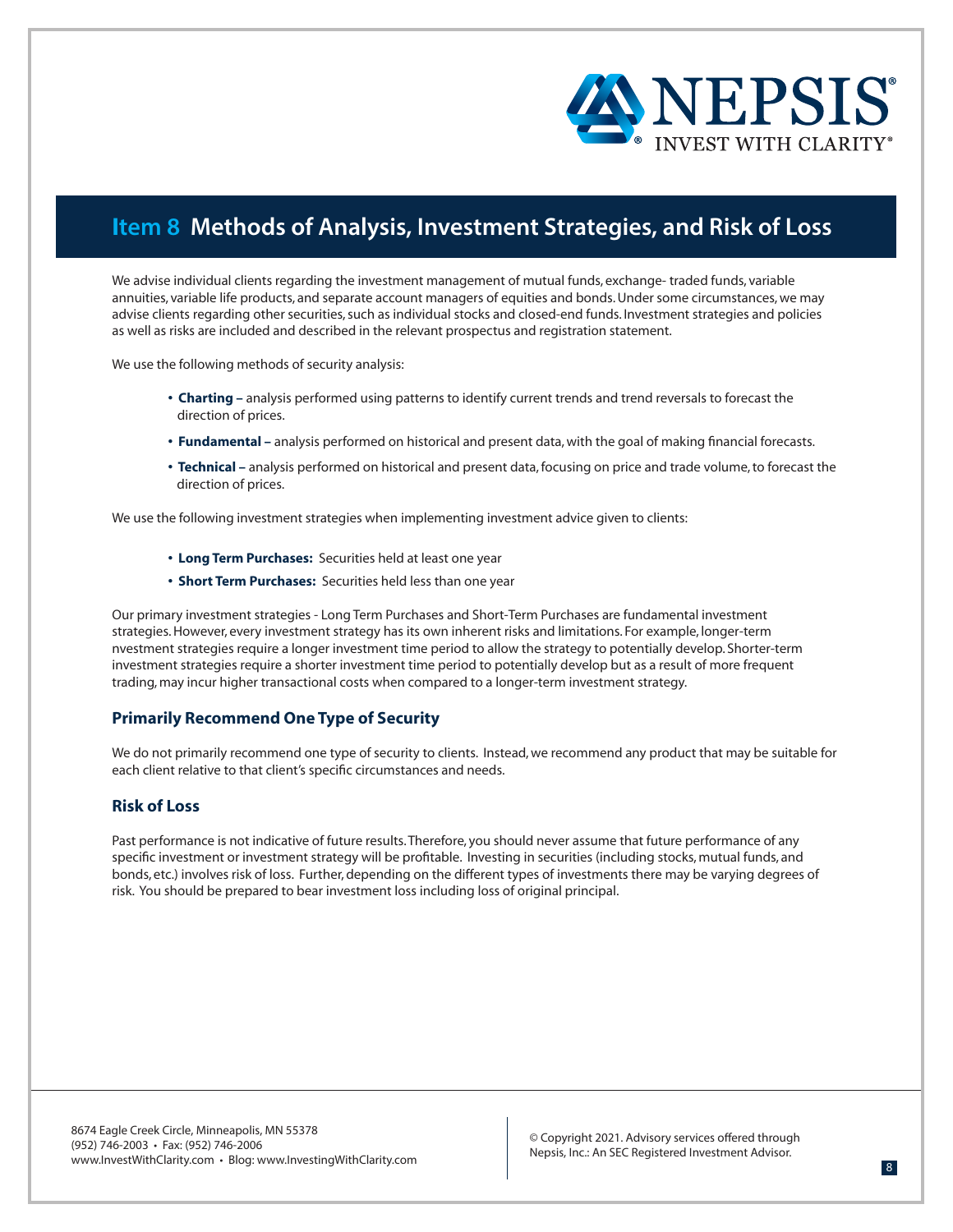## Item 8 Methods of Analysis, Investment Strategies, and Risk of Loss

We advise individual clients regarding the investment management of mutual funds, exchange- traded funds, variable annuities, variable life products, and separate account managers of equities and bonds. Under some circumstances, we may advise clients regarding other securities, such as individual stocks and closed-end funds. Investment strategies and policies as well as risks are included and described in the relevant prospectus and registration statement.

We use the following methods of security analysis:

- **Charting –** analysis performed using patterns to identify current trends and trend reversals to forecast the direction of prices.
- **Fundamental –** analysis performed on historical and present data, with the goal of making financial forecasts.
- **Technical –** analysis performed on historical and present data, focusing on price and trade volume, to forecast the direction of prices.

We use the following investment strategies when implementing investment advice given to clients:

- **Long Term Purchases:** Securities held at least one year
- **Short Term Purchases:** Securities held less than one year

Our primary investment strategies - Long Term Purchases and Short-Term Purchases are fundamental investment strategies. However, every investment strategy has its own inherent risks and limitations. For example, longer-term nvestment strategies require a longer investment time period to allow the strategy to potentially develop. Shorter-term investment strategies require a shorter investment time period to potentially develop but as a result of more frequent trading, may incur higher transactional costs when compared to a longer-term investment strategy.

### Primarily Recommend One Type of Security

We do not primarily recommend one type of security to clients. Instead, we recommend any product that may be suitable for each client relative to that client's specific circumstances and needs.

### Risk of Loss

Past performance is not indicative of future results. Therefore, you should never assume that future performance of any specific investment or investment strategy will be profitable. Investing in securities (including stocks, mutual funds, and bonds, etc.) involves risk of loss. Further, depending on the different types of investments there may be varying degrees of risk. You should be prepared to bear investment loss including loss of original principal.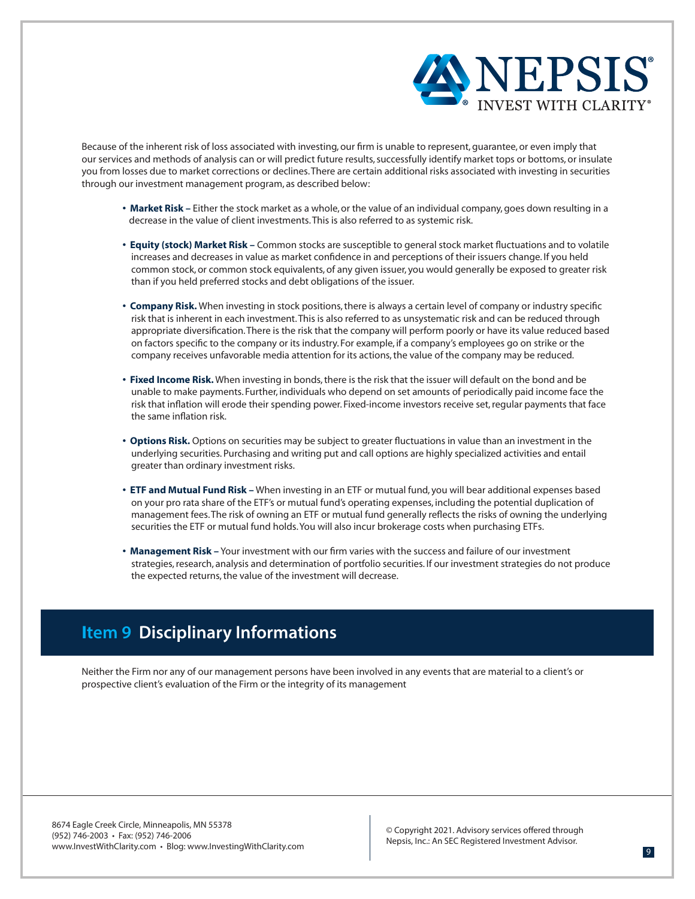Because of the inherent risk of loss associated with investing, our firm is unable to represent, guarantee, or even imply that our services and methods of analysis can or will predict future results, successfully identify market tops or bottoms, or insulate you from losses due to market corrections or declines. There are certain additional risks associated with investing in securities through our investment management program, as described below:

- **Market Risk –** Either the stock market as a whole, or the value of an individual company, goes down resulting in a decrease in the value of client investments. This is also referred to as systemic risk.
- **Equity (stock) Market Risk –** Common stocks are susceptible to general stock market fluctuations and to volatile increases and decreases in value as market confidence in and perceptions of their issuers change. If you held common stock, or common stock equivalents, of any given issuer, you would generally be exposed to greater risk than if you held preferred stocks and debt obligations of the issuer.
- **Company Risk.** When investing in stock positions, there is always a certain level of company or industry specific risk that is inherent in each investment. This is also referred to as unsystematic risk and can be reduced through appropriate diversification. There is the risk that the company will perform poorly or have its value reduced based on factors specific to the company or its industry. For example, if a company's employees go on strike or the company receives unfavorable media attention for its actions, the value of the company may be reduced.
- **Fixed Income Risk.** When investing in bonds, there is the risk that the issuer will default on the bond and be unable to make payments. Further, individuals who depend on set amounts of periodically paid income face the risk that inflation will erode their spending power. Fixed-income investors receive set, regular payments that face the same inflation risk.
- **Options Risk.** Options on securities may be subject to greater fluctuations in value than an investment in the underlying securities. Purchasing and writing put and call options are highly specialized activities and entail greater than ordinary investment risks.
- **ETF and Mutual Fund Risk –** When investing in an ETF or mutual fund, you will bear additional expenses based on your pro rata share of the ETF's or mutual fund's operating expenses, including the potential duplication of management fees. The risk of owning an ETF or mutual fund generally reflects the risks of owning the underlying securities the ETF or mutual fund holds. You will also incur brokerage costs when purchasing ETFs.
- **Management Risk –** Your investment with our firm varies with the success and failure of our investment strategies, research, analysis and determination of portfolio securities. If our investment strategies do not produce the expected returns, the value of the investment will decrease.

## Item 9 Disciplinary Informations

Neither the Firm nor any of our management persons have been involved in any events that are material to a client's or prospective client's evaluation of the Firm or the integrity of its management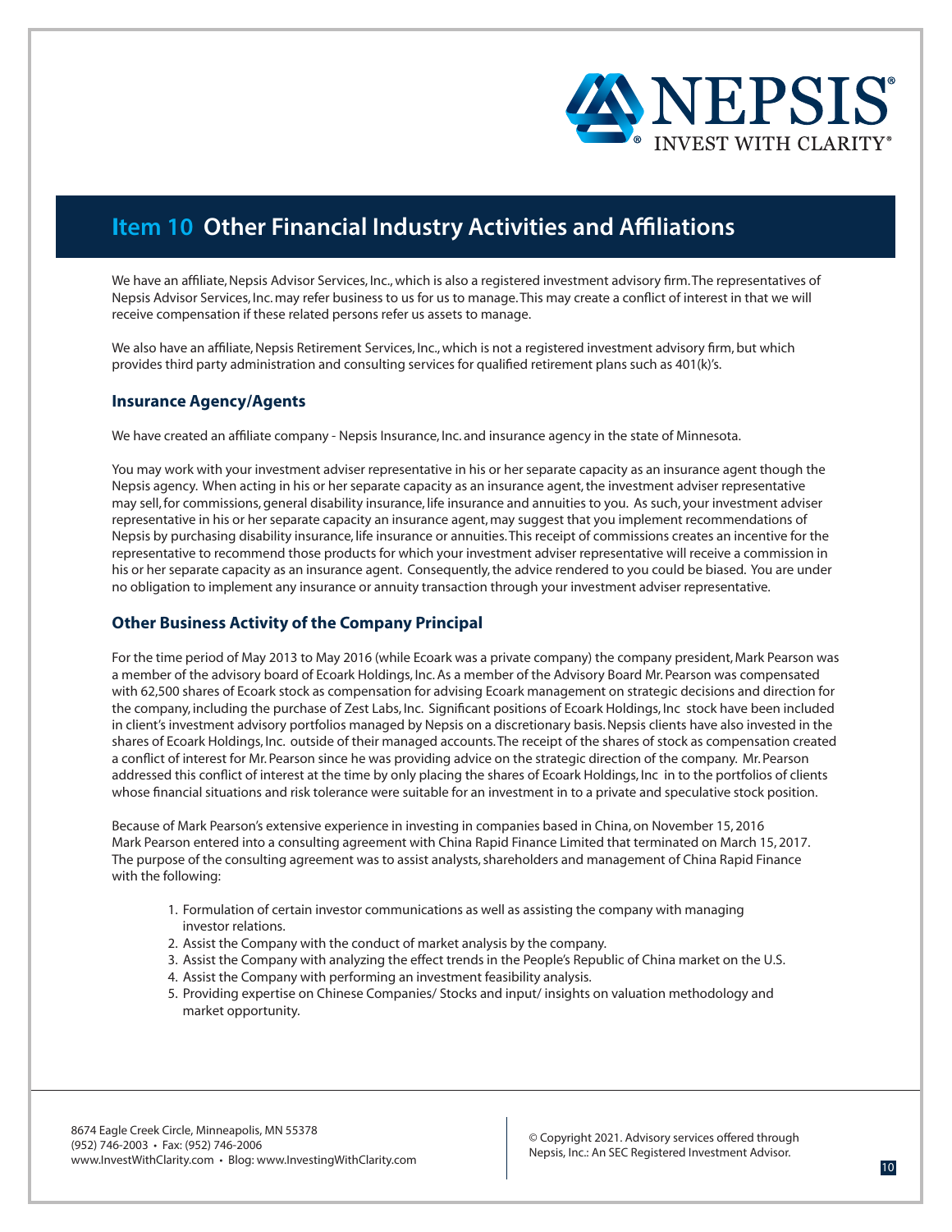## Item 10 Other Financial Industry Activities and Affiliations

We have an affiliate, Nepsis Advisor Services, Inc., which is also a registered investment advisory firm. The representatives of Nepsis Advisor Services, Inc. may refer business to us for us to manage. This may create a conflict of interest in that we will receive compensation if these related persons refer us assets to manage.

We also have an affiliate, Nepsis Retirement Services, Inc., which is not a registered investment advisory firm, but which provides third party administration and consulting services for qualified retirement plans such as 401(k)'s.

### Insurance Agency/Agents

We have created an affiliate company - Nepsis Insurance, Inc. and insurance agency in the state of Minnesota.

You may work with your investment adviser representative in his or her separate capacity as an insurance agent though the Nepsis agency. When acting in his or her separate capacity as an insurance agent, the investment adviser representative may sell, for commissions, general disability insurance, life insurance and annuities to you. As such, your investment adviser representative in his or her separate capacity an insurance agent, may suggest that you implement recommendations of Nepsis by purchasing disability insurance, life insurance or annuities. This receipt of commissions creates an incentive for the representative to recommend those products for which your investment adviser representative will receive a commission in his or her separate capacity as an insurance agent. Consequently, the advice rendered to you could be biased. You are under no obligation to implement any insurance or annuity transaction through your investment adviser representative.

### Other Business Activity of the Company Principal

For the time period of May 2013 to May 2016 (while Ecoark was a private company) the company president, Mark Pearson was a member of the advisory board of Ecoark Holdings, Inc. As a member of the Advisory Board Mr. Pearson was compensated with 62,500 shares of Ecoark stock as compensation for advising Ecoark management on strategic decisions and direction for the company, including the purchase of Zest Labs, Inc. Significant positions of Ecoark Holdings, Inc stock have been included in client's investment advisory portfolios managed by Nepsis on a discretionary basis. Nepsis clients have also invested in the shares of Ecoark Holdings, Inc. outside of their managed accounts. The receipt of the shares of stock as compensation created a conflict of interest for Mr. Pearson since he was providing advice on the strategic direction of the company. Mr. Pearson addressed this conflict of interest at the time by only placing the shares of Ecoark Holdings, Inc in to the portfolios of clients whose financial situations and risk tolerance were suitable for an investment in to a private and speculative stock position.

Because of Mark Pearson's extensive experience in investing in companies based in China, on November 15, 2016 Mark Pearson entered into a consulting agreement with China Rapid Finance Limited that terminated on March 15, 2017. The purpose of the consulting agreement was to assist analysts, shareholders and management of China Rapid Finance with the following:

1. Formulation of certain investor communications as well as assisting the company with managing investor relations.
2. Assist the Company with the conduct of market analysis by the company.
3. Assist the Company with analyzing the effect trends in the People's Republic of China market on the U.S.
4. Assist the Company with performing an investment feasibility analysis.
5. Providing expertise on Chinese Companies/ Stocks and input/ insights on valuation methodology and market opportunity.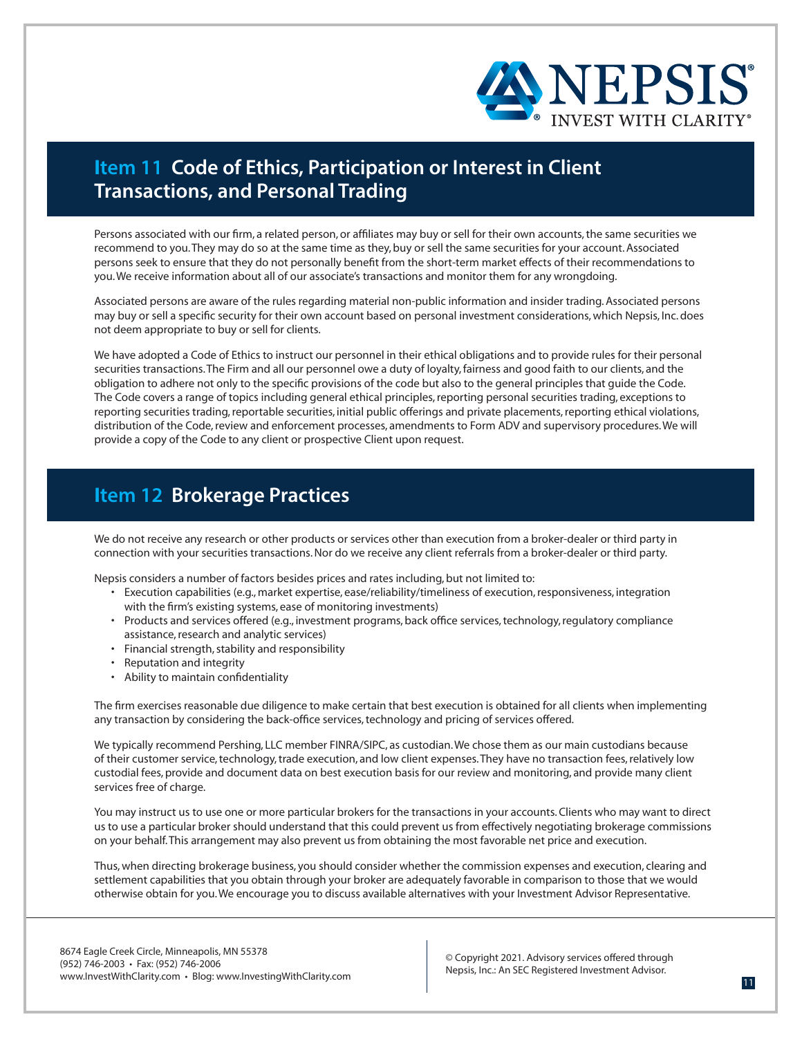## Item 11 Code of Ethics, Participation or Interest in Client Transactions, and Personal Trading

Persons associated with our firm, a related person, or affiliates may buy or sell for their own accounts, the same securities we recommend to you. They may do so at the same time as they, buy or sell the same securities for your account. Associated persons seek to ensure that they do not personally benefit from the short-term market effects of their recommendations to you. We receive information about all of our associate's transactions and monitor them for any wrongdoing.

Associated persons are aware of the rules regarding material non-public information and insider trading. Associated persons may buy or sell a specific security for their own account based on personal investment considerations, which Nepsis, Inc. does not deem appropriate to buy or sell for clients.

We have adopted a Code of Ethics to instruct our personnel in their ethical obligations and to provide rules for their personal securities transactions. The Firm and all our personnel owe a duty of loyalty, fairness and good faith to our clients, and the obligation to adhere not only to the specific provisions of the code but also to the general principles that guide the Code. The Code covers a range of topics including general ethical principles, reporting personal securities trading, exceptions to reporting securities trading, reportable securities, initial public offerings and private placements, reporting ethical violations, distribution of the Code, review and enforcement processes, amendments to Form ADV and supervisory procedures. We will provide a copy of the Code to any client or prospective Client upon request.

## Item 12 Brokerage Practices

We do not receive any research or other products or services other than execution from a broker-dealer or third party in connection with your securities transactions. Nor do we receive any client referrals from a broker-dealer or third party.

Nepsis considers a number of factors besides prices and rates including, but not limited to:

- Execution capabilities (e.g., market expertise, ease/reliability/timeliness of execution, responsiveness, integration with the firm's existing systems, ease of monitoring investments)
- Products and services offered (e.g., investment programs, back office services, technology, regulatory compliance assistance, research and analytic services)
- Financial strength, stability and responsibility
- Reputation and integrity
- Ability to maintain confidentiality

The firm exercises reasonable due diligence to make certain that best execution is obtained for all clients when implementing any transaction by considering the back-office services, technology and pricing of services offered.

We typically recommend Pershing, LLC member FINRA/SIPC, as custodian. We chose them as our main custodians because of their customer service, technology, trade execution, and low client expenses. They have no transaction fees, relatively low custodial fees, provide and document data on best execution basis for our review and monitoring, and provide many client services free of charge.

You may instruct us to use one or more particular brokers for the transactions in your accounts. Clients who may want to direct us to use a particular broker should understand that this could prevent us from effectively negotiating brokerage commissions on your behalf. This arrangement may also prevent us from obtaining the most favorable net price and execution.

Thus, when directing brokerage business, you should consider whether the commission expenses and execution, clearing and settlement capabilities that you obtain through your broker are adequately favorable in comparison to those that we would otherwise obtain for you. We encourage you to discuss available alternatives with your Investment Advisor Representative.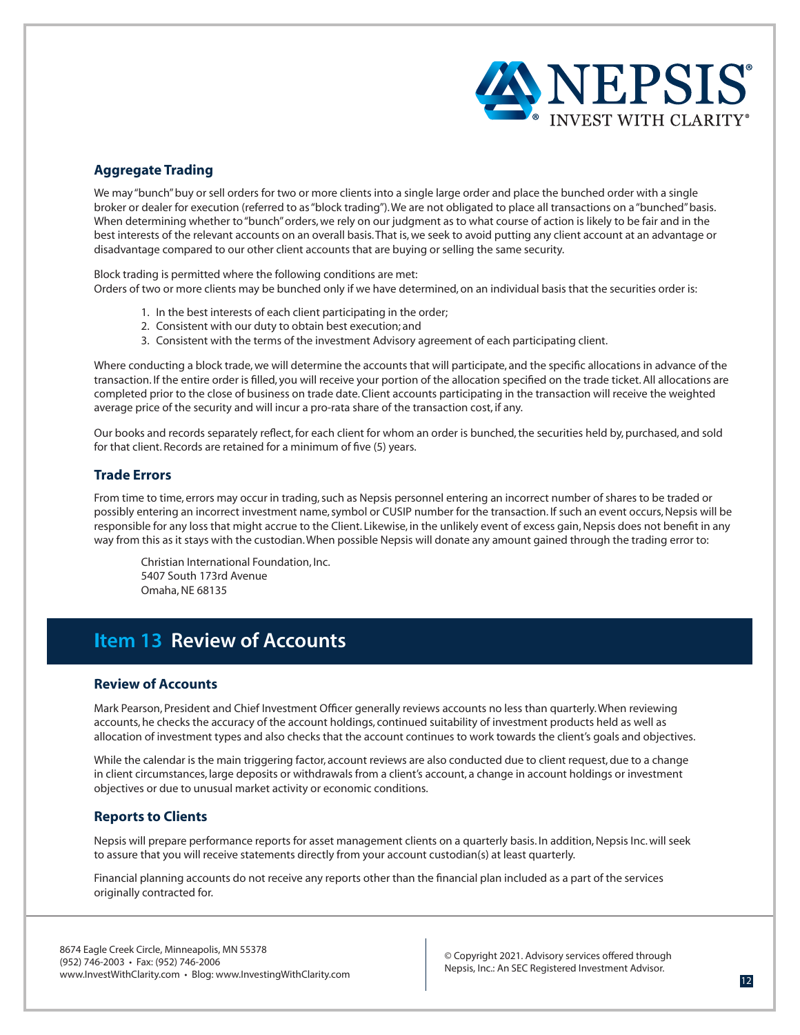### Aggregate Trading

We may "bunch" buy or sell orders for two or more clients into a single large order and place the bunched order with a single broker or dealer for execution (referred to as "block trading"). We are not obligated to place all transactions on a "bunched" basis. When determining whether to "bunch" orders, we rely on our judgment as to what course of action is likely to be fair and in the best interests of the relevant accounts on an overall basis. That is, we seek to avoid putting any client account at an advantage or disadvantage compared to our other client accounts that are buying or selling the same security.

Block trading is permitted where the following conditions are met:
Orders of two or more clients may be bunched only if we have determined, on an individual basis that the securities order is:

1. In the best interests of each client participating in the order;
2. Consistent with our duty to obtain best execution; and
3. Consistent with the terms of the investment Advisory agreement of each participating client.

Where conducting a block trade, we will determine the accounts that will participate, and the specific allocations in advance of the transaction. If the entire order is filled, you will receive your portion of the allocation specified on the trade ticket. All allocations are completed prior to the close of business on trade date. Client accounts participating in the transaction will receive the weighted average price of the security and will incur a pro-rata share of the transaction cost, if any.

Our books and records separately reflect, for each client for whom an order is bunched, the securities held by, purchased, and sold for that client. Records are retained for a minimum of five (5) years.

### Trade Errors

From time to time, errors may occur in trading, such as Nepsis personnel entering an incorrect number of shares to be traded or possibly entering an incorrect investment name, symbol or CUSIP number for the transaction. If such an event occurs, Nepsis will be responsible for any loss that might accrue to the Client. Likewise, in the unlikely event of excess gain, Nepsis does not benefit in any way from this as it stays with the custodian. When possible Nepsis will donate any amount gained through the trading error to:

Christian International Foundation, Inc.
5407 South 173rd Avenue
Omaha, NE 68135

## Item 13 Review of Accounts

### Review of Accounts

Mark Pearson, President and Chief Investment Officer generally reviews accounts no less than quarterly. When reviewing accounts, he checks the accuracy of the account holdings, continued suitability of investment products held as well as allocation of investment types and also checks that the account continues to work towards the client's goals and objectives.

While the calendar is the main triggering factor, account reviews are also conducted due to client request, due to a change in client circumstances, large deposits or withdrawals from a client's account, a change in account holdings or investment objectives or due to unusual market activity or economic conditions.

### Reports to Clients

Nepsis will prepare performance reports for asset management clients on a quarterly basis. In addition, Nepsis Inc. will seek to assure that you will receive statements directly from your account custodian(s) at least quarterly.

Financial planning accounts do not receive any reports other than the financial plan included as a part of the services originally contracted for.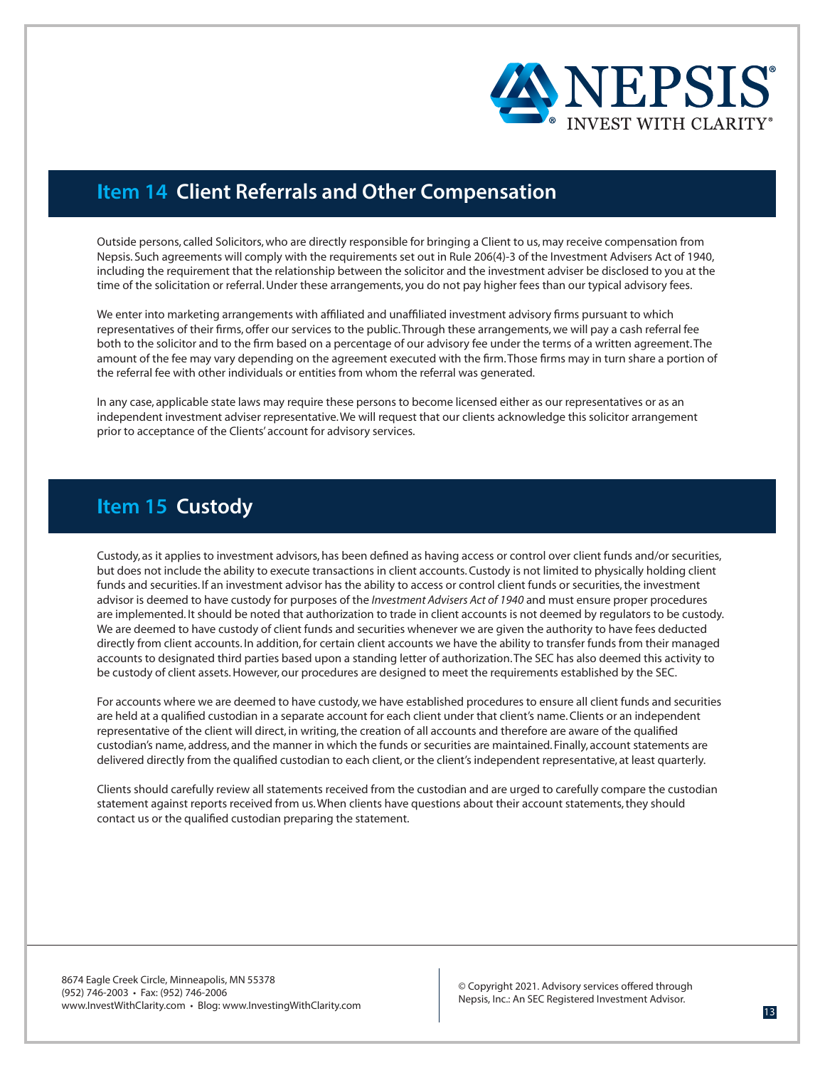## Item 14 Client Referrals and Other Compensation

Outside persons, called Solicitors, who are directly responsible for bringing a Client to us, may receive compensation from Nepsis. Such agreements will comply with the requirements set out in Rule 206(4)-3 of the Investment Advisers Act of 1940, including the requirement that the relationship between the solicitor and the investment adviser be disclosed to you at the time of the solicitation or referral. Under these arrangements, you do not pay higher fees than our typical advisory fees.

We enter into marketing arrangements with affiliated and unaffiliated investment advisory firms pursuant to which representatives of their firms, offer our services to the public. Through these arrangements, we will pay a cash referral fee both to the solicitor and to the firm based on a percentage of our advisory fee under the terms of a written agreement. The amount of the fee may vary depending on the agreement executed with the firm. Those firms may in turn share a portion of the referral fee with other individuals or entities from whom the referral was generated.

In any case, applicable state laws may require these persons to become licensed either as our representatives or as an independent investment adviser representative. We will request that our clients acknowledge this solicitor arrangement prior to acceptance of the Clients' account for advisory services.

## Item 15 Custody

Custody, as it applies to investment advisors, has been defined as having access or control over client funds and/or securities, but does not include the ability to execute transactions in client accounts. Custody is not limited to physically holding client funds and securities. If an investment advisor has the ability to access or control client funds or securities, the investment advisor is deemed to have custody for purposes of the *Investment Advisers Act of 1940* and must ensure proper procedures are implemented. It should be noted that authorization to trade in client accounts is not deemed by regulators to be custody. We are deemed to have custody of client funds and securities whenever we are given the authority to have fees deducted directly from client accounts. In addition, for certain client accounts we have the ability to transfer funds from their managed accounts to designated third parties based upon a standing letter of authorization. The SEC has also deemed this activity to be custody of client assets. However, our procedures are designed to meet the requirements established by the SEC.

For accounts where we are deemed to have custody, we have established procedures to ensure all client funds and securities are held at a qualified custodian in a separate account for each client under that client's name. Clients or an independent representative of the client will direct, in writing, the creation of all accounts and therefore are aware of the qualified custodian's name, address, and the manner in which the funds or securities are maintained. Finally, account statements are delivered directly from the qualified custodian to each client, or the client's independent representative, at least quarterly.

Clients should carefully review all statements received from the custodian and are urged to carefully compare the custodian statement against reports received from us. When clients have questions about their account statements, they should contact us or the qualified custodian preparing the statement.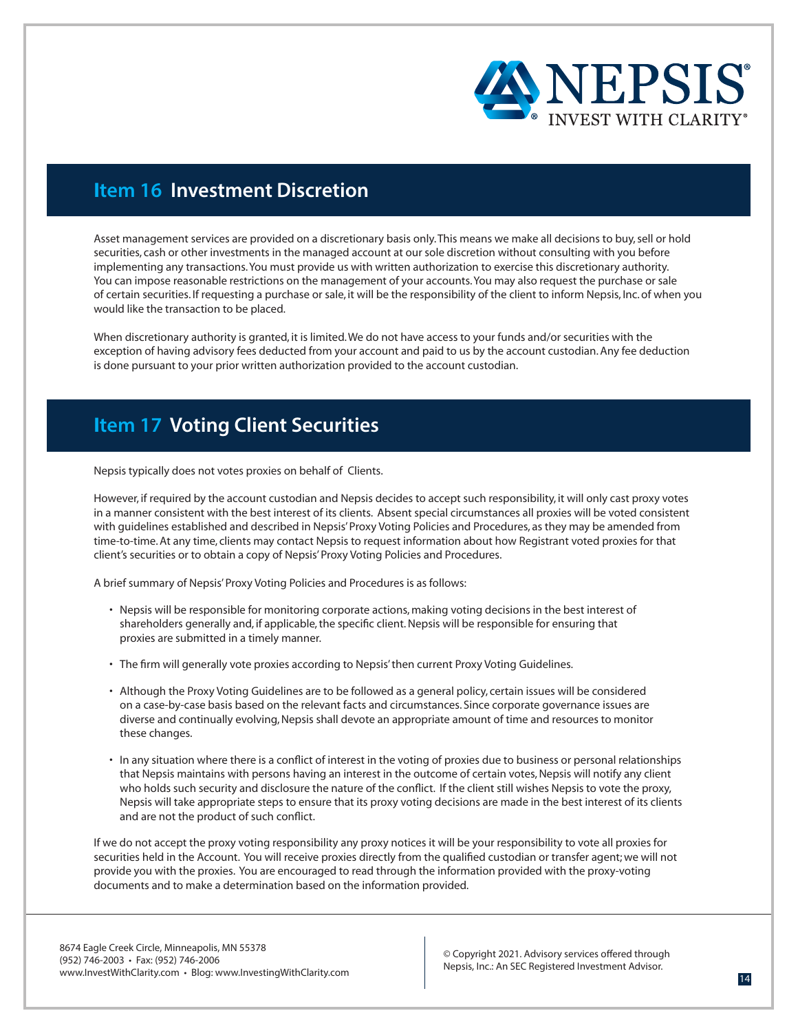## Item 16 Investment Discretion

Asset management services are provided on a discretionary basis only. This means we make all decisions to buy, sell or hold securities, cash or other investments in the managed account at our sole discretion without consulting with you before implementing any transactions. You must provide us with written authorization to exercise this discretionary authority. You can impose reasonable restrictions on the management of your accounts. You may also request the purchase or sale of certain securities. If requesting a purchase or sale, it will be the responsibility of the client to inform Nepsis, Inc. of when you would like the transaction to be placed.

When discretionary authority is granted, it is limited. We do not have access to your funds and/or securities with the exception of having advisory fees deducted from your account and paid to us by the account custodian. Any fee deduction is done pursuant to your prior written authorization provided to the account custodian.

## Item 17 Voting Client Securities

Nepsis typically does not votes proxies on behalf of Clients.

However, if required by the account custodian and Nepsis decides to accept such responsibility, it will only cast proxy votes in a manner consistent with the best interest of its clients. Absent special circumstances all proxies will be voted consistent with guidelines established and described in Nepsis' Proxy Voting Policies and Procedures, as they may be amended from time-to-time. At any time, clients may contact Nepsis to request information about how Registrant voted proxies for that client's securities or to obtain a copy of Nepsis' Proxy Voting Policies and Procedures.

A brief summary of Nepsis' Proxy Voting Policies and Procedures is as follows:

- Nepsis will be responsible for monitoring corporate actions, making voting decisions in the best interest of shareholders generally and, if applicable, the specific client. Nepsis will be responsible for ensuring that proxies are submitted in a timely manner.
- The firm will generally vote proxies according to Nepsis' then current Proxy Voting Guidelines.
- Although the Proxy Voting Guidelines are to be followed as a general policy, certain issues will be considered on a case-by-case basis based on the relevant facts and circumstances. Since corporate governance issues are diverse and continually evolving, Nepsis shall devote an appropriate amount of time and resources to monitor these changes.
- In any situation where there is a conflict of interest in the voting of proxies due to business or personal relationships that Nepsis maintains with persons having an interest in the outcome of certain votes, Nepsis will notify any client who holds such security and disclosure the nature of the conflict. If the client still wishes Nepsis to vote the proxy, Nepsis will take appropriate steps to ensure that its proxy voting decisions are made in the best interest of its clients and are not the product of such conflict.

If we do not accept the proxy voting responsibility any proxy notices it will be your responsibility to vote all proxies for securities held in the Account. You will receive proxies directly from the qualified custodian or transfer agent; we will not provide you with the proxies. You are encouraged to read through the information provided with the proxy-voting documents and to make a determination based on the information provided.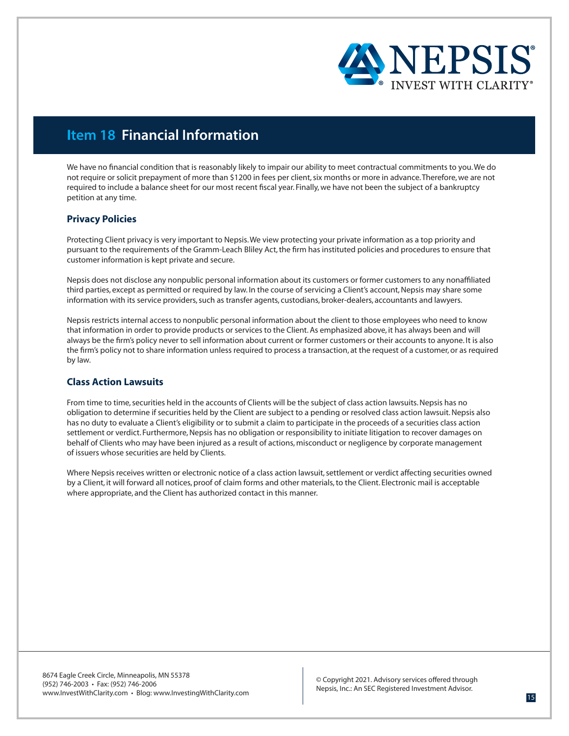## Item 18 Financial Information

We have no financial condition that is reasonably likely to impair our ability to meet contractual commitments to you. We do not require or solicit prepayment of more than $1200 in fees per client, six months or more in advance. Therefore, we are not required to include a balance sheet for our most recent fiscal year. Finally, we have not been the subject of a bankruptcy petition at any time.

### Privacy Policies

Protecting Client privacy is very important to Nepsis. We view protecting your private information as a top priority and pursuant to the requirements of the Gramm-Leach Bliley Act, the firm has instituted policies and procedures to ensure that customer information is kept private and secure.

Nepsis does not disclose any nonpublic personal information about its customers or former customers to any nonaffiliated third parties, except as permitted or required by law. In the course of servicing a Client's account, Nepsis may share some information with its service providers, such as transfer agents, custodians, broker-dealers, accountants and lawyers.

Nepsis restricts internal access to nonpublic personal information about the client to those employees who need to know that information in order to provide products or services to the Client. As emphasized above, it has always been and will always be the firm's policy never to sell information about current or former customers or their accounts to anyone. It is also the firm's policy not to share information unless required to process a transaction, at the request of a customer, or as required by law.

### Class Action Lawsuits

From time to time, securities held in the accounts of Clients will be the subject of class action lawsuits. Nepsis has no obligation to determine if securities held by the Client are subject to a pending or resolved class action lawsuit. Nepsis also has no duty to evaluate a Client's eligibility or to submit a claim to participate in the proceeds of a securities class action settlement or verdict. Furthermore, Nepsis has no obligation or responsibility to initiate litigation to recover damages on behalf of Clients who may have been injured as a result of actions, misconduct or negligence by corporate management of issuers whose securities are held by Clients.

Where Nepsis receives written or electronic notice of a class action lawsuit, settlement or verdict affecting securities owned by a Client, it will forward all notices, proof of claim forms and other materials, to the Client. Electronic mail is acceptable where appropriate, and the Client has authorized contact in this manner.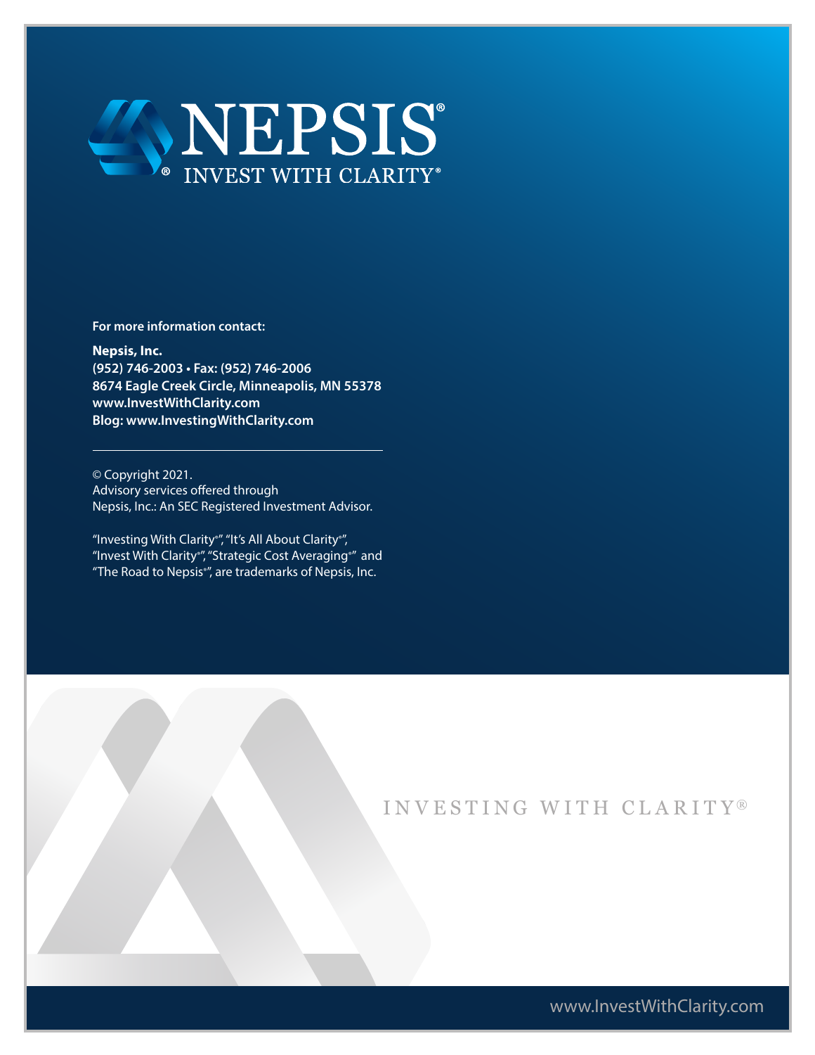NEPSIS®

INVEST WITH CLARITY®

**For more information contact:**

**Nepsis, Inc.**
**(952) 746-2003 • Fax: (952) 746-2006**
**8674 Eagle Creek Circle, Minneapolis, MN 55378**
**www.InvestWithClarity.com**
**Blog: www.InvestingWithClarity.com**

---

© Copyright 2021.
Advisory services offered through
Nepsis, Inc.: An SEC Registered Investment Advisor.

"Investing With Clarity®", "It's All About Clarity®", "Invest With Clarity®", "Strategic Cost Averaging®" and "The Road to Nepsis®", are trademarks of Nepsis, Inc.

INVESTING WITH CLARITY®

www.InvestWithClarity.com